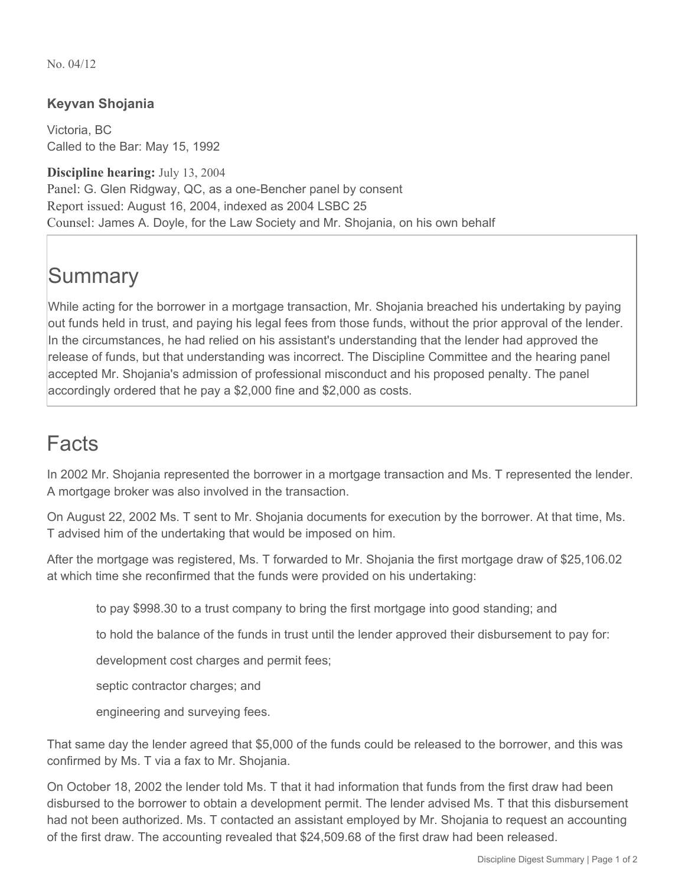No. 04/12

### Keyvan Shojania

Victoria, BC
Called to the Bar: May 15, 1992

**Discipline hearing:** July 13, 2004
Panel: G. Glen Ridgway, QC, as a one-Bencher panel by consent
Report issued: August 16, 2004, indexed as 2004 LSBC 25
Counsel: James A. Doyle, for the Law Society and Mr. Shojania, on his own behalf

# Summary

While acting for the borrower in a mortgage transaction, Mr. Shojania breached his undertaking by paying out funds held in trust, and paying his legal fees from those funds, without the prior approval of the lender. In the circumstances, he had relied on his assistant's understanding that the lender had approved the release of funds, but that understanding was incorrect. The Discipline Committee and the hearing panel accepted Mr. Shojania's admission of professional misconduct and his proposed penalty. The panel accordingly ordered that he pay a $2,000 fine and $2,000 as costs.

# Facts

In 2002 Mr. Shojania represented the borrower in a mortgage transaction and Ms. T represented the lender. A mortgage broker was also involved in the transaction.

On August 22, 2002 Ms. T sent to Mr. Shojania documents for execution by the borrower. At that time, Ms. T advised him of the undertaking that would be imposed on him.

After the mortgage was registered, Ms. T forwarded to Mr. Shojania the first mortgage draw of $25,106.02 at which time she reconfirmed that the funds were provided on his undertaking:

> to pay $998.30 to a trust company to bring the first mortgage into good standing; and
>
> to hold the balance of the funds in trust until the lender approved their disbursement to pay for:
>
> development cost charges and permit fees;
>
> septic contractor charges; and
>
> engineering and surveying fees.

That same day the lender agreed that $5,000 of the funds could be released to the borrower, and this was confirmed by Ms. T via a fax to Mr. Shojania.

On October 18, 2002 the lender told Ms. T that it had information that funds from the first draw had been disbursed to the borrower to obtain a development permit. The lender advised Ms. T that this disbursement had not been authorized. Ms. T contacted an assistant employed by Mr. Shojania to request an accounting of the first draw. The accounting revealed that $24,509.68 of the first draw had been released.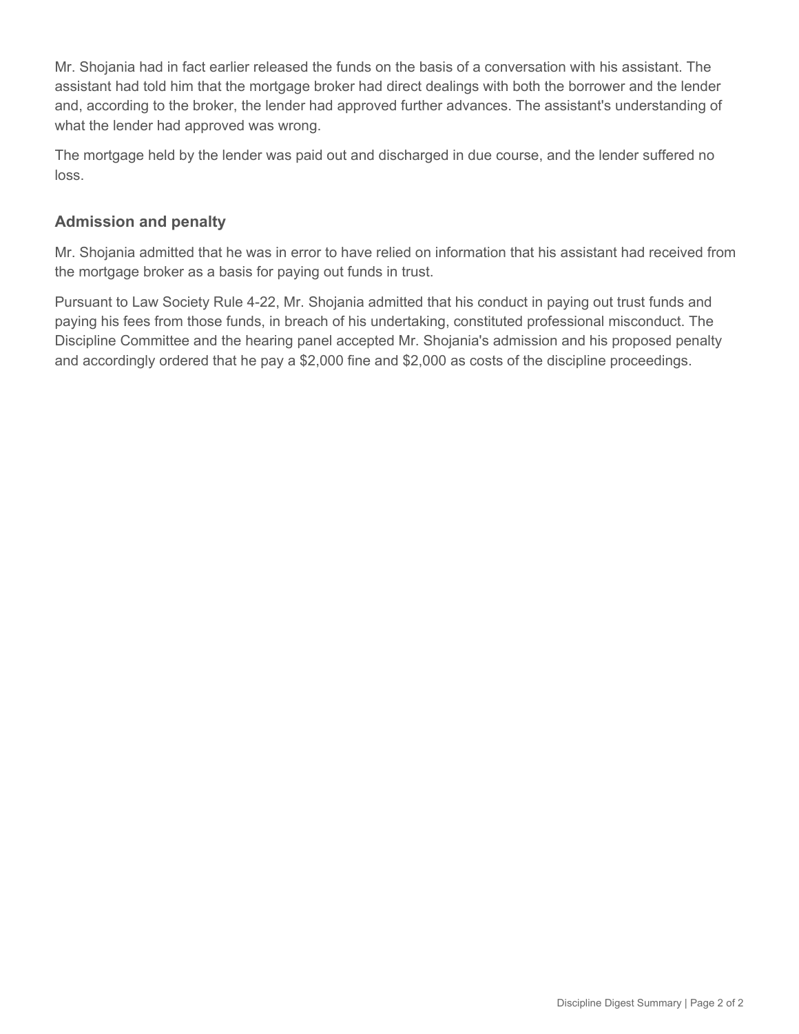Mr. Shojania had in fact earlier released the funds on the basis of a conversation with his assistant. The assistant had told him that the mortgage broker had direct dealings with both the borrower and the lender and, according to the broker, the lender had approved further advances. The assistant's understanding of what the lender had approved was wrong.

The mortgage held by the lender was paid out and discharged in due course, and the lender suffered no loss.

### Admission and penalty

Mr. Shojania admitted that he was in error to have relied on information that his assistant had received from the mortgage broker as a basis for paying out funds in trust.

Pursuant to Law Society Rule 4-22, Mr. Shojania admitted that his conduct in paying out trust funds and paying his fees from those funds, in breach of his undertaking, constituted professional misconduct. The Discipline Committee and the hearing panel accepted Mr. Shojania's admission and his proposed penalty and accordingly ordered that he pay a $2,000 fine and $2,000 as costs of the discipline proceedings.